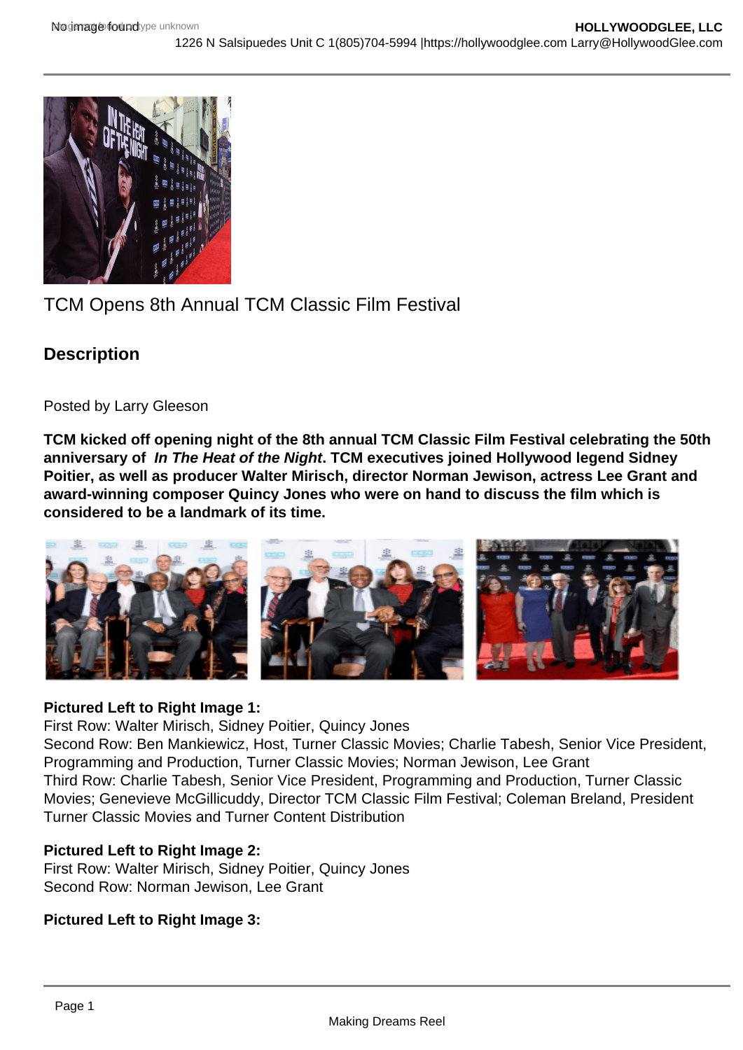TCM Opens 8th Annual TCM Classic Film Festival

## Description

Posted by Larry Gleeson

**TCM kicked off opening night of the 8th annual TCM Classic Film Festival celebrating the 50th anniversary of *In The Heat of the Night*. TCM executives joined Hollywood legend Sidney Poitier, as well as producer Walter Mirisch, director Norman Jewison, actress Lee Grant and award-winning composer Quincy Jones who were on hand to discuss the film which is considered to be a landmark of its time.**

**Pictured Left to Right Image 1:**
First Row: Walter Mirisch, Sidney Poitier, Quincy Jones
Second Row: Ben Mankiewicz, Host, Turner Classic Movies; Charlie Tabesh, Senior Vice President, Programming and Production, Turner Classic Movies; Norman Jewison, Lee Grant
Third Row: Charlie Tabesh, Senior Vice President, Programming and Production, Turner Classic Movies; Genevieve McGillicuddy, Director TCM Classic Film Festival; Coleman Breland, President Turner Classic Movies and Turner Content Distribution

**Pictured Left to Right Image 2:**
First Row: Walter Mirisch, Sidney Poitier, Quincy Jones
Second Row: Norman Jewison, Lee Grant

**Pictured Left to Right Image 3:**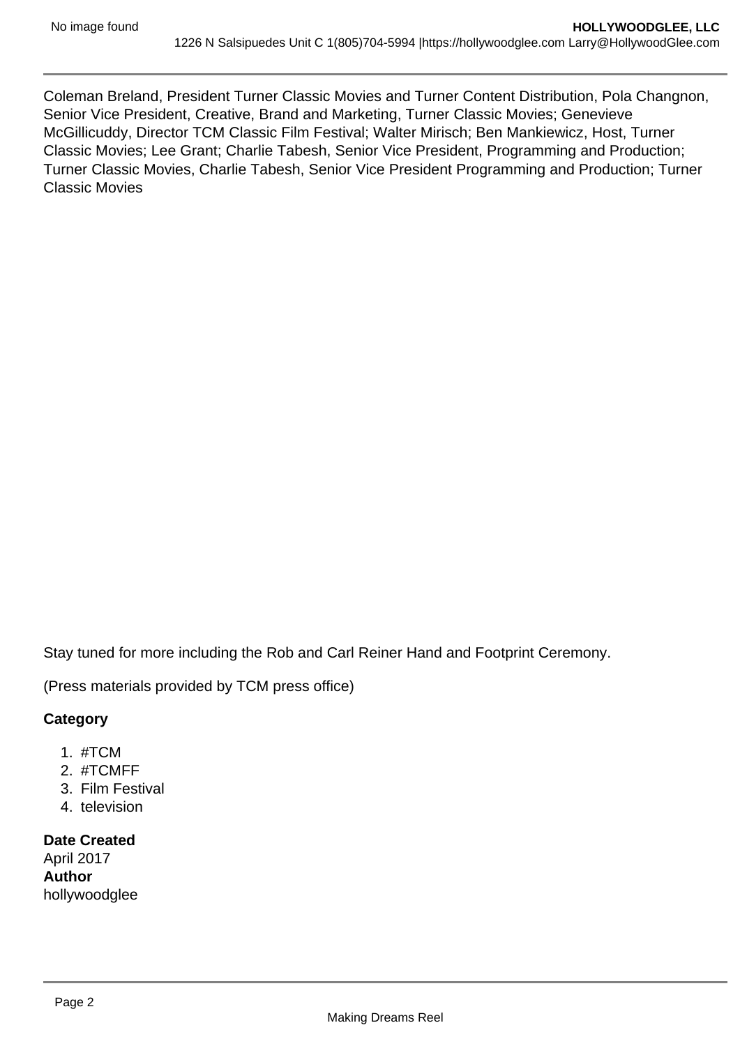Coleman Breland, President Turner Classic Movies and Turner Content Distribution, Pola Changnon, Senior Vice President, Creative, Brand and Marketing, Turner Classic Movies; Genevieve McGillicuddy, Director TCM Classic Film Festival; Walter Mirisch; Ben Mankiewicz, Host, Turner Classic Movies; Lee Grant; Charlie Tabesh, Senior Vice President, Programming and Production; Turner Classic Movies, Charlie Tabesh, Senior Vice President Programming and Production; Turner Classic Movies

Stay tuned for more including the Rob and Carl Reiner Hand and Footprint Ceremony.

(Press materials provided by TCM press office)

**Category**

1. #TCM
2. #TCMFF
3. Film Festival
4. television

**Date Created**
April 2017
**Author**
hollywoodglee